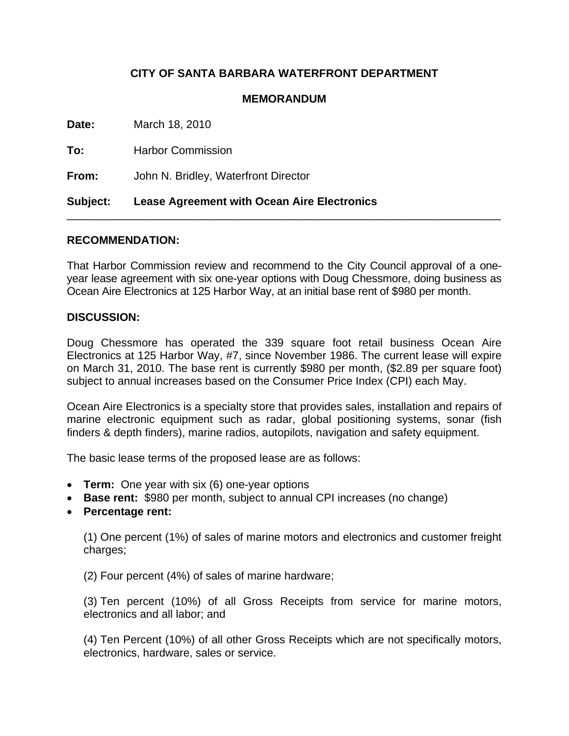# CITY OF SANTA BARBARA WATERFRONT DEPARTMENT

## MEMORANDUM

**Date:** March 18, 2010

**To:** Harbor Commission

**From:** John N. Bridley, Waterfront Director

**Subject:** **Lease Agreement with Ocean Aire Electronics**

---

### RECOMMENDATION:

That Harbor Commission review and recommend to the City Council approval of a one-year lease agreement with six one-year options with Doug Chessmore, doing business as Ocean Aire Electronics at 125 Harbor Way, at an initial base rent of $980 per month.

### DISCUSSION:

Doug Chessmore has operated the 339 square foot retail business Ocean Aire Electronics at 125 Harbor Way, #7, since November 1986. The current lease will expire on March 31, 2010. The base rent is currently $980 per month, ($2.89 per square foot) subject to annual increases based on the Consumer Price Index (CPI) each May.

Ocean Aire Electronics is a specialty store that provides sales, installation and repairs of marine electronic equipment such as radar, global positioning systems, sonar (fish finders & depth finders), marine radios, autopilots, navigation and safety equipment.

The basic lease terms of the proposed lease are as follows:

- **Term:** One year with six (6) one-year options
- **Base rent:** $980 per month, subject to annual CPI increases (no change)
- **Percentage rent:**

  (1) One percent (1%) of sales of marine motors and electronics and customer freight charges;

  (2) Four percent (4%) of sales of marine hardware;

  (3) Ten percent (10%) of all Gross Receipts from service for marine motors, electronics and all labor; and

  (4) Ten Percent (10%) of all other Gross Receipts which are not specifically motors, electronics, hardware, sales or service.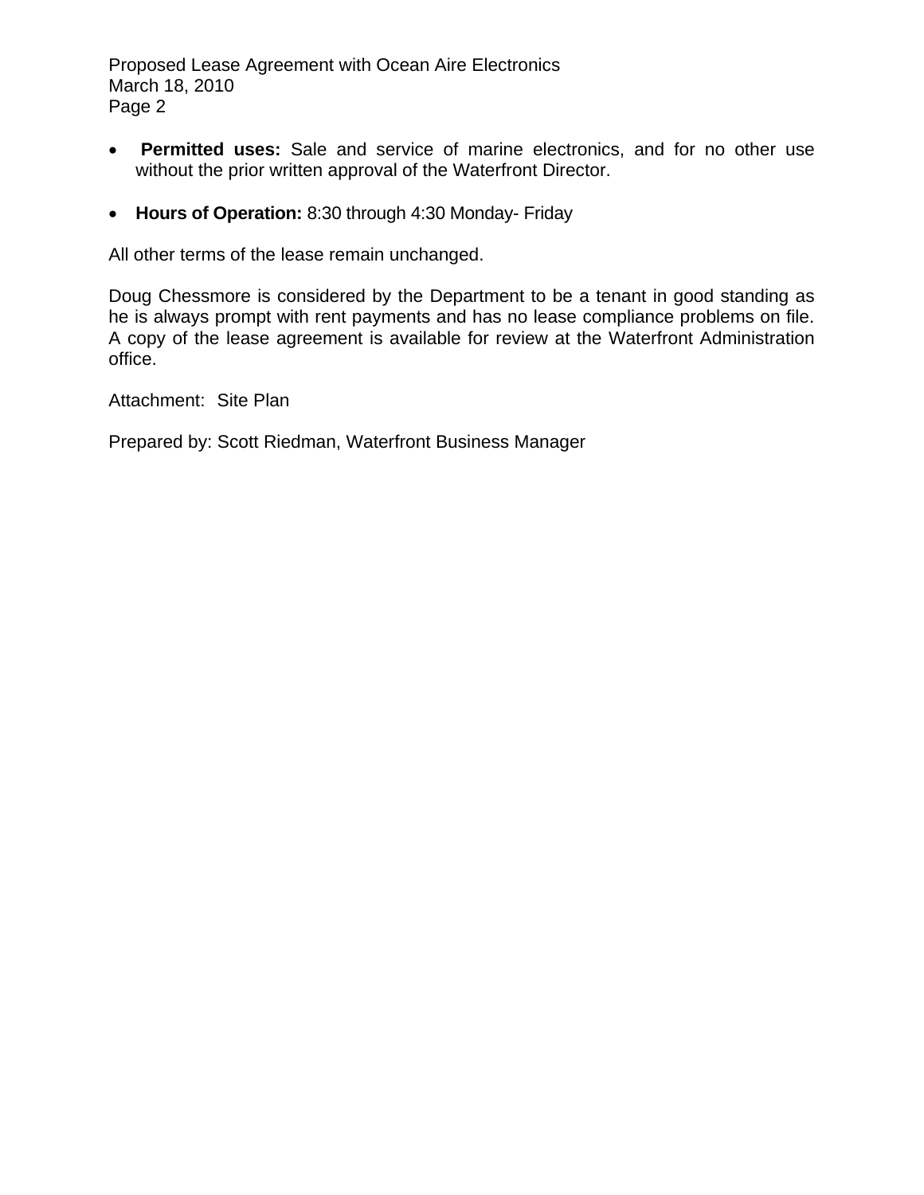- **Permitted uses:** Sale and service of marine electronics, and for no other use without the prior written approval of the Waterfront Director.

- **Hours of Operation:** 8:30 through 4:30 Monday- Friday

All other terms of the lease remain unchanged.

Doug Chessmore is considered by the Department to be a tenant in good standing as he is always prompt with rent payments and has no lease compliance problems on file. A copy of the lease agreement is available for review at the Waterfront Administration office.

Attachment: Site Plan

Prepared by: Scott Riedman, Waterfront Business Manager